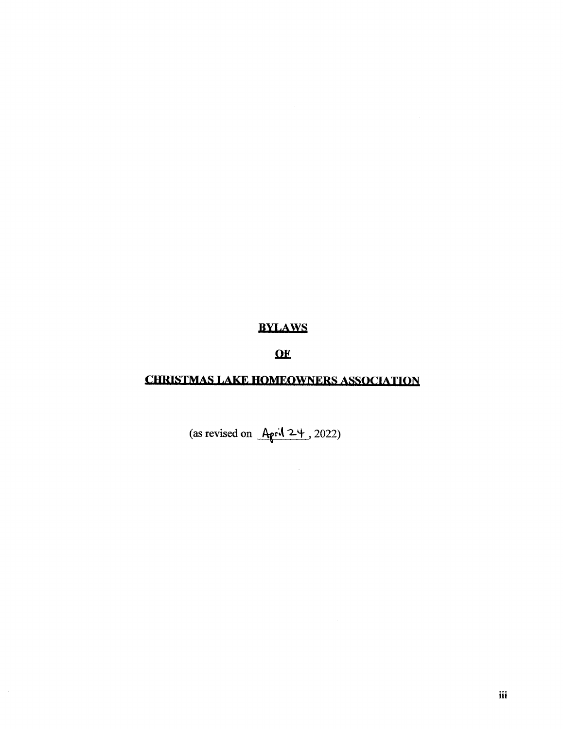# BYLAWS

# OF

# CHRISTMAS LAKE HOMEOWNERS ASSOCIATION

(as revised on April 24, 2022)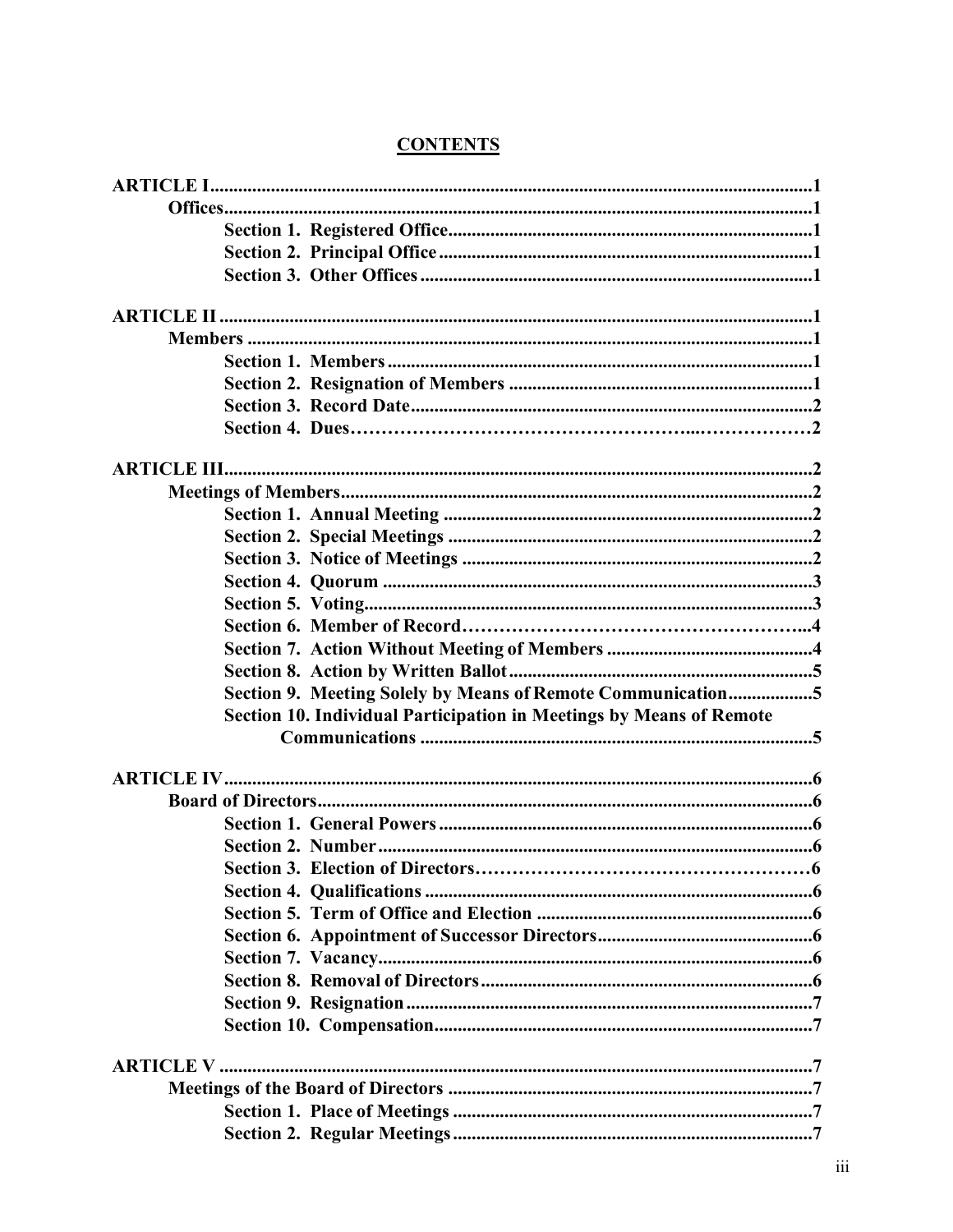# CONTENTS

**ARTICLE I** ........ 1

**Offices** ........ 1

- **Section 1. Registered Office** ........ 1
- **Section 2. Principal Office** ........ 1
- **Section 3. Other Offices** ........ 1

**ARTICLE II** ........ 1

**Members** ........ 1

- **Section 1. Members** ........ 1
- **Section 2. Resignation of Members** ........ 1
- **Section 3. Record Date** ........ 2
- **Section 4. Dues** ........ 2

**ARTICLE III** ........ 2

**Meetings of Members** ........ 2

- **Section 1. Annual Meeting** ........ 2
- **Section 2. Special Meetings** ........ 2
- **Section 3. Notice of Meetings** ........ 2
- **Section 4. Quorum** ........ 3
- **Section 5. Voting** ........ 3
- **Section 6. Member of Record** ........ 4
- **Section 7. Action Without Meeting of Members** ........ 4
- **Section 8. Action by Written Ballot** ........ 5
- **Section 9. Meeting Solely by Means of Remote Communication** ........ 5
- **Section 10. Individual Participation in Meetings by Means of Remote Communications** ........ 5

**ARTICLE IV** ........ 6

**Board of Directors** ........ 6

- **Section 1. General Powers** ........ 6
- **Section 2. Number** ........ 6
- **Section 3. Election of Directors** ........ 6
- **Section 4. Qualifications** ........ 6
- **Section 5. Term of Office and Election** ........ 6
- **Section 6. Appointment of Successor Directors** ........ 6
- **Section 7. Vacancy** ........ 6
- **Section 8. Removal of Directors** ........ 6
- **Section 9. Resignation** ........ 7
- **Section 10. Compensation** ........ 7

**ARTICLE V** ........ 7

**Meetings of the Board of Directors** ........ 7

- **Section 1. Place of Meetings** ........ 7
- **Section 2. Regular Meetings** ........ 7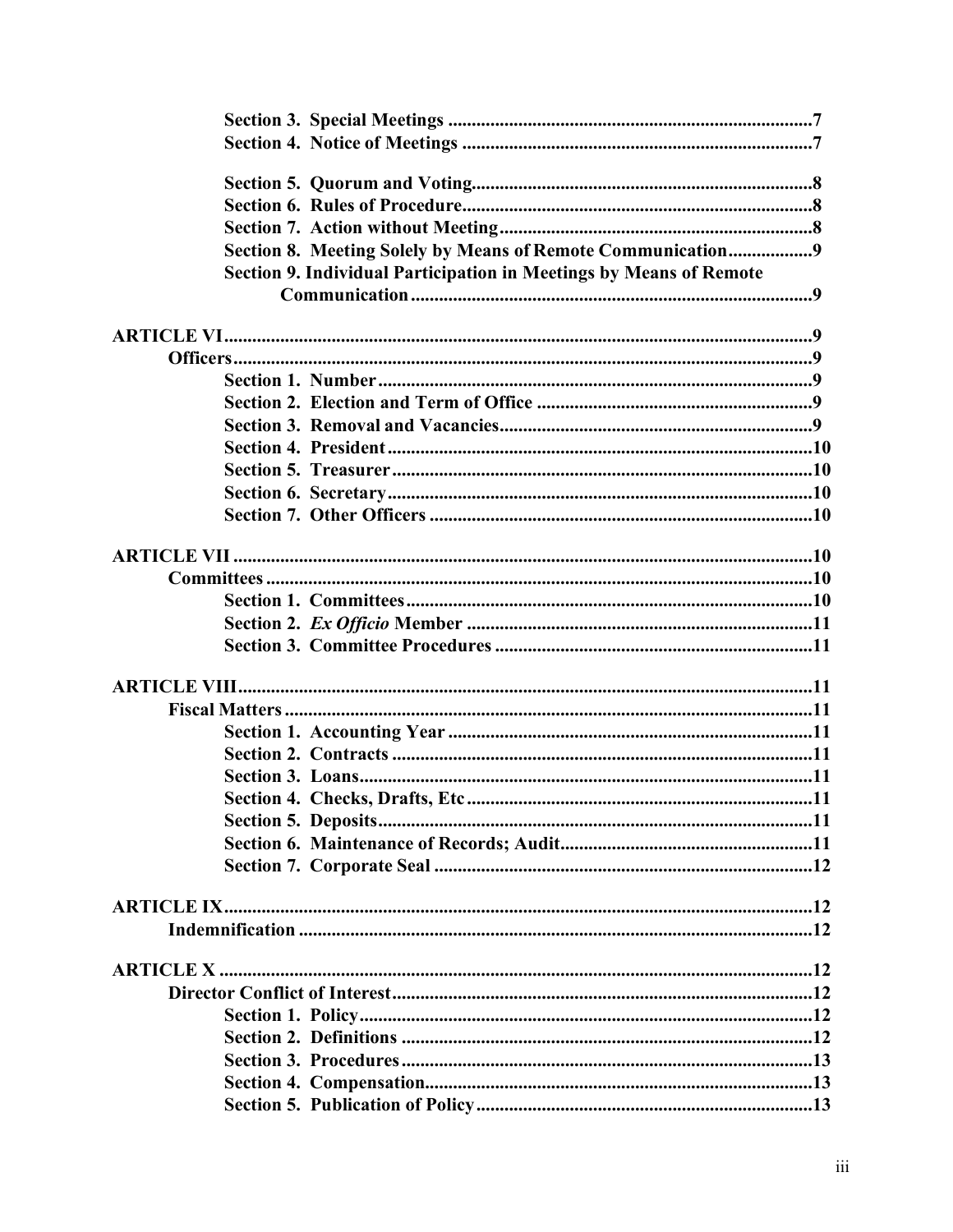**Section 3. Special Meetings** ............................................................................ **7**
**Section 4. Notice of Meetings** .......................................................................... **7**

**Section 5. Quorum and Voting** ......................................................................... **8**
**Section 6. Rules of Procedure** .......................................................................... **8**
**Section 7. Action without Meeting** ................................................................... **8**
**Section 8. Meeting Solely by Means of Remote Communication** ..................... **9**
**Section 9. Individual Participation in Meetings by Means of Remote Communication** ..................................................................................... **9**

**ARTICLE VI** .................................................................................................................. **9**
**Officers** .......................................................................................................................... **9**
**Section 1. Number** ............................................................................................ **9**
**Section 2. Election and Term of Office** ............................................................ **9**
**Section 3. Removal and Vacancies** .................................................................... **9**
**Section 4. President** .......................................................................................... **10**
**Section 5. Treasurer** .......................................................................................... **10**
**Section 6. Secretary** .......................................................................................... **10**
**Section 7. Other Officers** .................................................................................. **10**

**ARTICLE VII** ................................................................................................................ **10**
**Committees** .................................................................................................................. **10**
**Section 1. Committees** ....................................................................................... **10**
**Section 2. *Ex Officio* Member** .......................................................................... **11**
**Section 3. Committee Procedures** ..................................................................... **11**

**ARTICLE VIII** .............................................................................................................. **11**
**Fiscal Matters** ............................................................................................................... **11**
**Section 1. Accounting Year** ............................................................................... **11**
**Section 2. Contracts** ........................................................................................... **11**
**Section 3. Loans** ................................................................................................. **11**
**Section 4. Checks, Drafts, Etc** ........................................................................... **11**
**Section 5. Deposits** ............................................................................................ **11**
**Section 6. Maintenance of Records; Audit** ....................................................... **11**
**Section 7. Corporate Seal** .................................................................................. **12**

**ARTICLE IX** .................................................................................................................. **12**
**Indemnification** ............................................................................................................. **12**

**ARTICLE X** .................................................................................................................... **12**
**Director Conflict of Interest** ......................................................................................... **12**
**Section 1. Policy** ................................................................................................. **12**
**Section 2. Definitions** ......................................................................................... **12**
**Section 3. Procedures** ......................................................................................... **13**
**Section 4. Compensation** .................................................................................... **13**
**Section 5. Publication of Policy** ......................................................................... **13**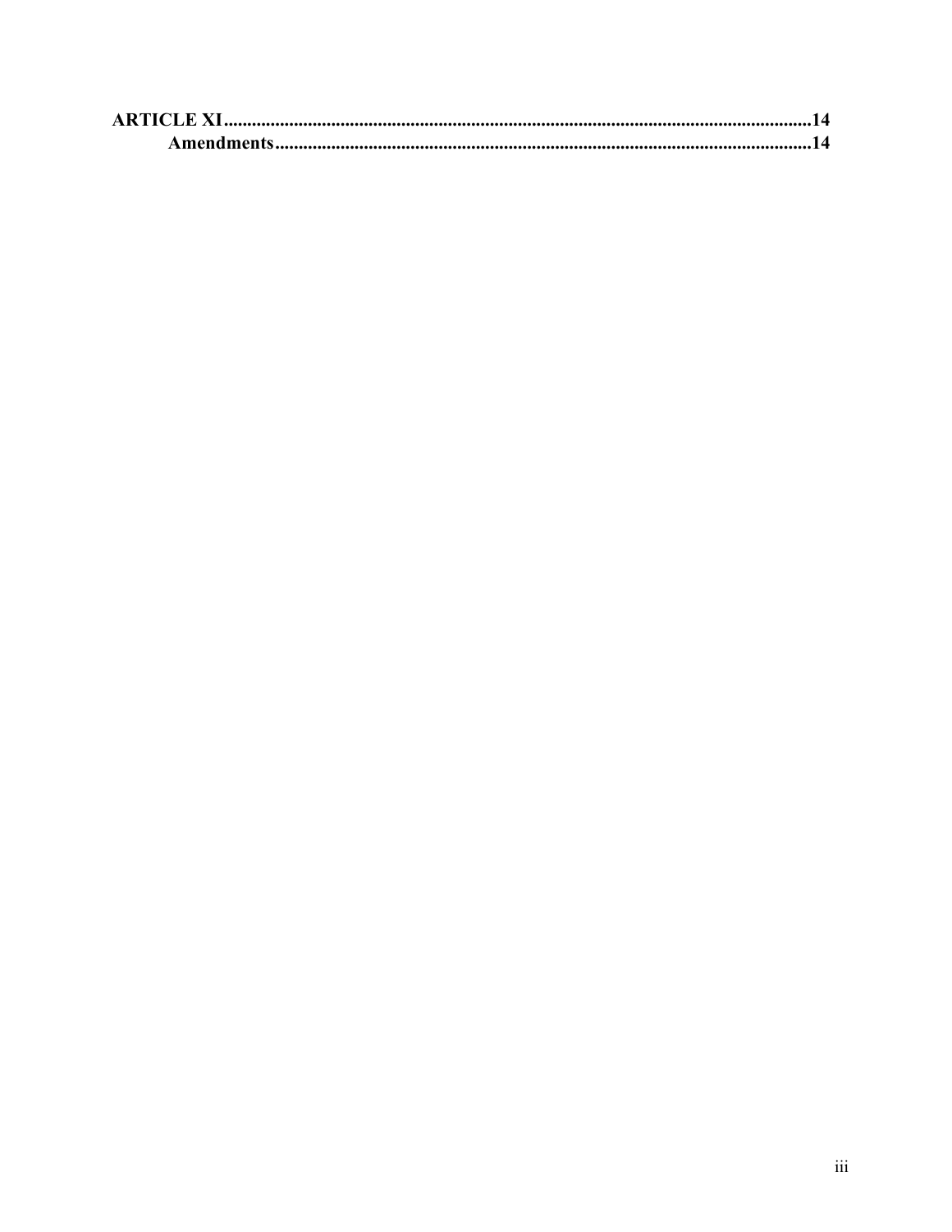**ARTICLE XI**..........................................................................................................................**14**

**Amendments**...............................................................................................................**14**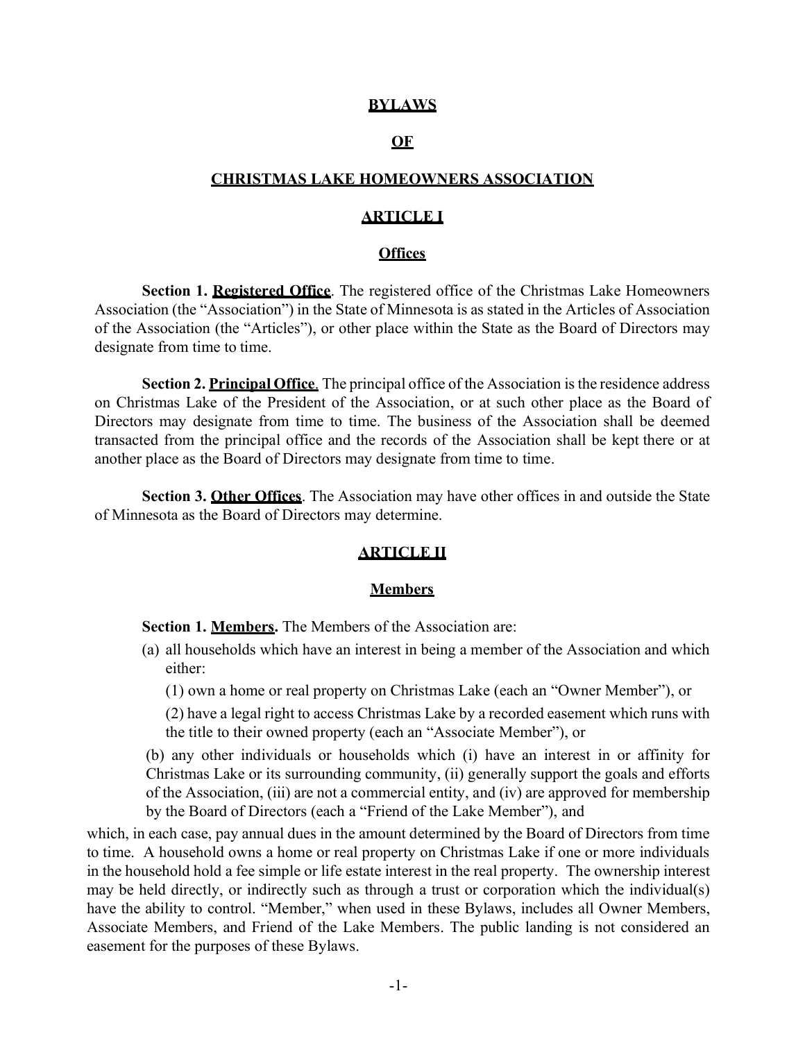# BYLAWS

# OF

# CHRISTMAS LAKE HOMEOWNERS ASSOCIATION

## ARTICLE I

### Offices

**Section 1. Registered Office**. The registered office of the Christmas Lake Homeowners Association (the "Association") in the State of Minnesota is as stated in the Articles of Association of the Association (the "Articles"), or other place within the State as the Board of Directors may designate from time to time.

**Section 2. Principal Office**. The principal office of the Association is the residence address on Christmas Lake of the President of the Association, or at such other place as the Board of Directors may designate from time to time. The business of the Association shall be deemed transacted from the principal office and the records of the Association shall be kept there or at another place as the Board of Directors may designate from time to time.

**Section 3. Other Offices**. The Association may have other offices in and outside the State of Minnesota as the Board of Directors may determine.

## ARTICLE II

### Members

**Section 1. Members.** The Members of the Association are:

(a) all households which have an interest in being a member of the Association and which either:

(1) own a home or real property on Christmas Lake (each an "Owner Member"), or

(2) have a legal right to access Christmas Lake by a recorded easement which runs with the title to their owned property (each an "Associate Member"), or

(b) any other individuals or households which (i) have an interest in or affinity for Christmas Lake or its surrounding community, (ii) generally support the goals and efforts of the Association, (iii) are not a commercial entity, and (iv) are approved for membership by the Board of Directors (each a "Friend of the Lake Member"), and

which, in each case, pay annual dues in the amount determined by the Board of Directors from time to time. A household owns a home or real property on Christmas Lake if one or more individuals in the household hold a fee simple or life estate interest in the real property. The ownership interest may be held directly, or indirectly such as through a trust or corporation which the individual(s) have the ability to control. "Member," when used in these Bylaws, includes all Owner Members, Associate Members, and Friend of the Lake Members. The public landing is not considered an easement for the purposes of these Bylaws.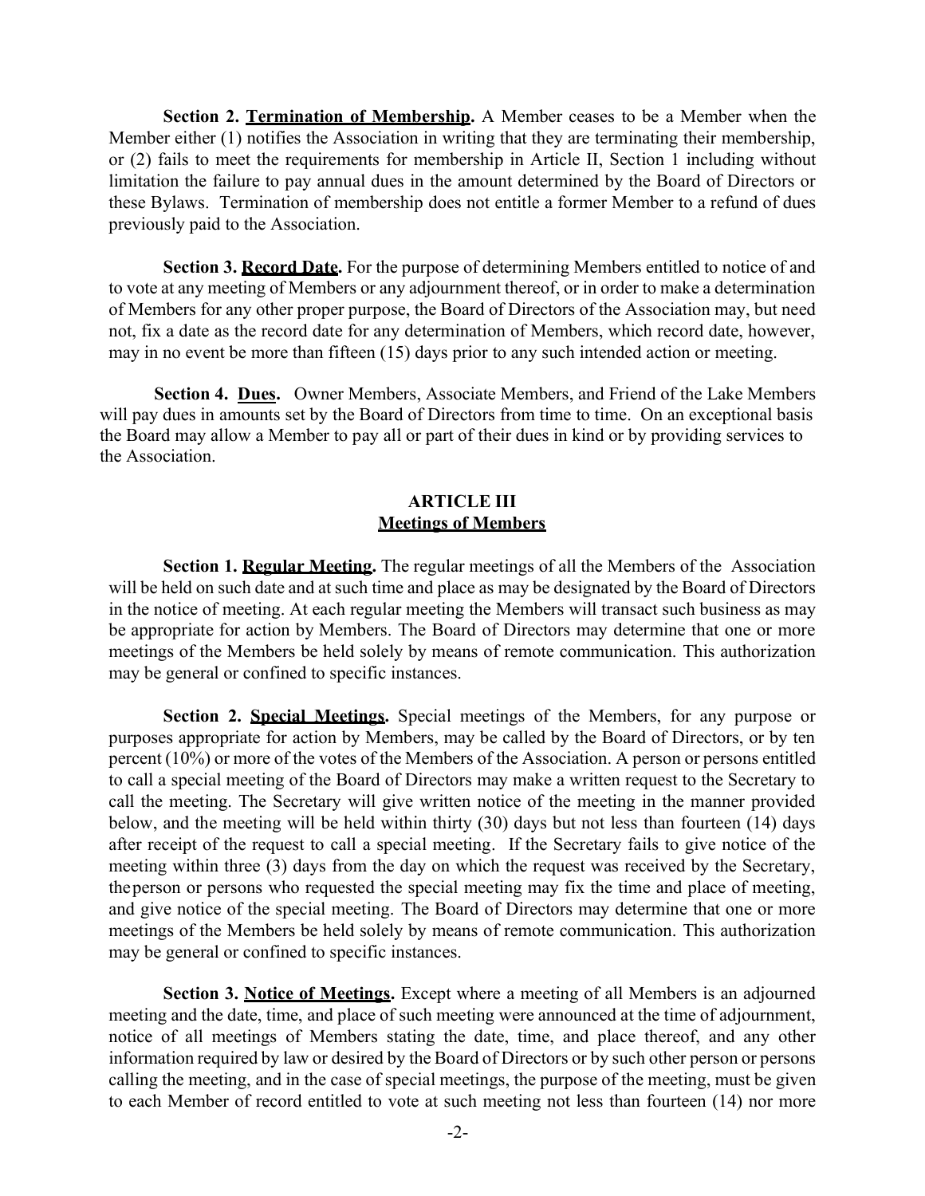**Section 2. Termination of Membership.** A Member ceases to be a Member when the Member either (1) notifies the Association in writing that they are terminating their membership, or (2) fails to meet the requirements for membership in Article II, Section 1 including without limitation the failure to pay annual dues in the amount determined by the Board of Directors or these Bylaws. Termination of membership does not entitle a former Member to a refund of dues previously paid to the Association.

**Section 3. Record Date.** For the purpose of determining Members entitled to notice of and to vote at any meeting of Members or any adjournment thereof, or in order to make a determination of Members for any other proper purpose, the Board of Directors of the Association may, but need not, fix a date as the record date for any determination of Members, which record date, however, may in no event be more than fifteen (15) days prior to any such intended action or meeting.

**Section 4. Dues.** Owner Members, Associate Members, and Friend of the Lake Members will pay dues in amounts set by the Board of Directors from time to time. On an exceptional basis the Board may allow a Member to pay all or part of their dues in kind or by providing services to the Association.

## ARTICLE III
## Meetings of Members

**Section 1. Regular Meeting.** The regular meetings of all the Members of the Association will be held on such date and at such time and place as may be designated by the Board of Directors in the notice of meeting. At each regular meeting the Members will transact such business as may be appropriate for action by Members. The Board of Directors may determine that one or more meetings of the Members be held solely by means of remote communication. This authorization may be general or confined to specific instances.

**Section 2. Special Meetings.** Special meetings of the Members, for any purpose or purposes appropriate for action by Members, may be called by the Board of Directors, or by ten percent (10%) or more of the votes of the Members of the Association. A person or persons entitled to call a special meeting of the Board of Directors may make a written request to the Secretary to call the meeting. The Secretary will give written notice of the meeting in the manner provided below, and the meeting will be held within thirty (30) days but not less than fourteen (14) days after receipt of the request to call a special meeting. If the Secretary fails to give notice of the meeting within three (3) days from the day on which the request was received by the Secretary, the person or persons who requested the special meeting may fix the time and place of meeting, and give notice of the special meeting. The Board of Directors may determine that one or more meetings of the Members be held solely by means of remote communication. This authorization may be general or confined to specific instances.

**Section 3. Notice of Meetings.** Except where a meeting of all Members is an adjourned meeting and the date, time, and place of such meeting were announced at the time of adjournment, notice of all meetings of Members stating the date, time, and place thereof, and any other information required by law or desired by the Board of Directors or by such other person or persons calling the meeting, and in the case of special meetings, the purpose of the meeting, must be given to each Member of record entitled to vote at such meeting not less than fourteen (14) nor more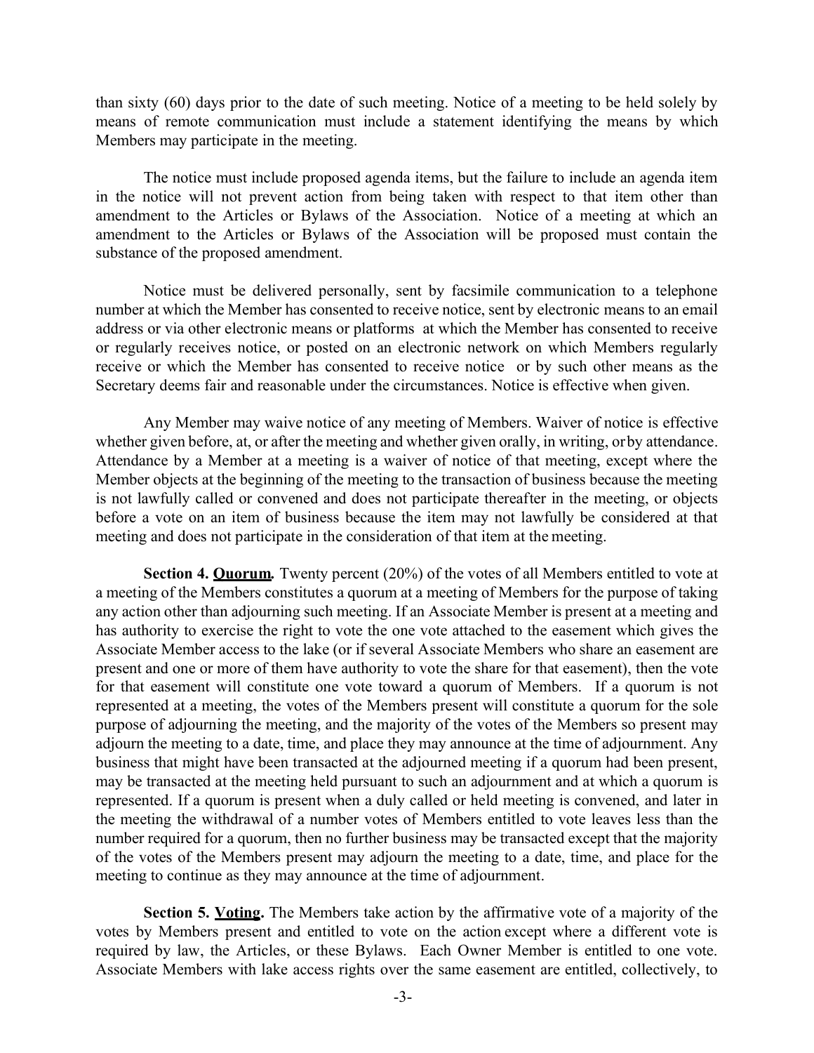than sixty (60) days prior to the date of such meeting. Notice of a meeting to be held solely by means of remote communication must include a statement identifying the means by which Members may participate in the meeting.

The notice must include proposed agenda items, but the failure to include an agenda item in the notice will not prevent action from being taken with respect to that item other than amendment to the Articles or Bylaws of the Association. Notice of a meeting at which an amendment to the Articles or Bylaws of the Association will be proposed must contain the substance of the proposed amendment.

Notice must be delivered personally, sent by facsimile communication to a telephone number at which the Member has consented to receive notice, sent by electronic means to an email address or via other electronic means or platforms at which the Member has consented to receive or regularly receives notice, or posted on an electronic network on which Members regularly receive or which the Member has consented to receive notice or by such other means as the Secretary deems fair and reasonable under the circumstances. Notice is effective when given.

Any Member may waive notice of any meeting of Members. Waiver of notice is effective whether given before, at, or after the meeting and whether given orally, in writing, or by attendance. Attendance by a Member at a meeting is a waiver of notice of that meeting, except where the Member objects at the beginning of the meeting to the transaction of business because the meeting is not lawfully called or convened and does not participate thereafter in the meeting, or objects before a vote on an item of business because the item may not lawfully be considered at that meeting and does not participate in the consideration of that item at the meeting.

**Section 4. Quorum.** Twenty percent (20%) of the votes of all Members entitled to vote at a meeting of the Members constitutes a quorum at a meeting of Members for the purpose of taking any action other than adjourning such meeting. If an Associate Member is present at a meeting and has authority to exercise the right to vote the one vote attached to the easement which gives the Associate Member access to the lake (or if several Associate Members who share an easement are present and one or more of them have authority to vote the share for that easement), then the vote for that easement will constitute one vote toward a quorum of Members. If a quorum is not represented at a meeting, the votes of the Members present will constitute a quorum for the sole purpose of adjourning the meeting, and the majority of the votes of the Members so present may adjourn the meeting to a date, time, and place they may announce at the time of adjournment. Any business that might have been transacted at the adjourned meeting if a quorum had been present, may be transacted at the meeting held pursuant to such an adjournment and at which a quorum is represented. If a quorum is present when a duly called or held meeting is convened, and later in the meeting the withdrawal of a number votes of Members entitled to vote leaves less than the number required for a quorum, then no further business may be transacted except that the majority of the votes of the Members present may adjourn the meeting to a date, time, and place for the meeting to continue as they may announce at the time of adjournment.

**Section 5. Voting.** The Members take action by the affirmative vote of a majority of the votes by Members present and entitled to vote on the action except where a different vote is required by law, the Articles, or these Bylaws. Each Owner Member is entitled to one vote. Associate Members with lake access rights over the same easement are entitled, collectively, to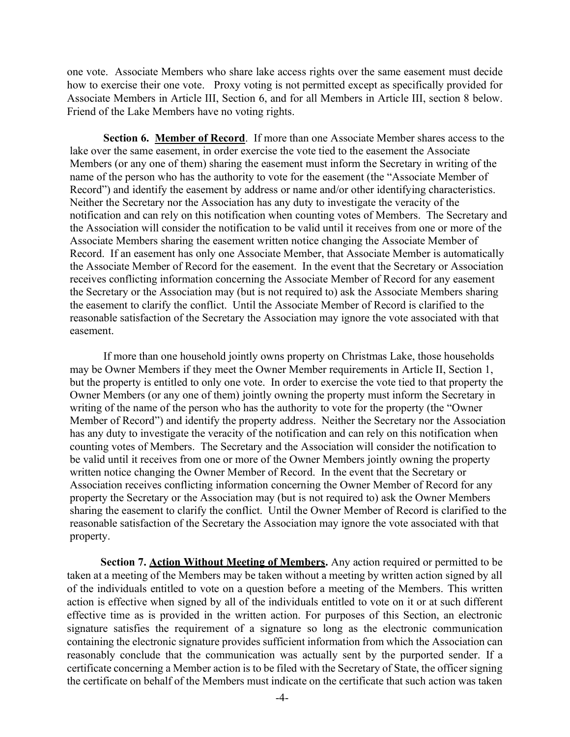one vote. Associate Members who share lake access rights over the same easement must decide how to exercise their one vote. Proxy voting is not permitted except as specifically provided for Associate Members in Article III, Section 6, and for all Members in Article III, section 8 below. Friend of the Lake Members have no voting rights.

**Section 6. <u>Member of Record</u>**. If more than one Associate Member shares access to the lake over the same easement, in order exercise the vote tied to the easement the Associate Members (or any one of them) sharing the easement must inform the Secretary in writing of the name of the person who has the authority to vote for the easement (the "Associate Member of Record") and identify the easement by address or name and/or other identifying characteristics. Neither the Secretary nor the Association has any duty to investigate the veracity of the notification and can rely on this notification when counting votes of Members. The Secretary and the Association will consider the notification to be valid until it receives from one or more of the Associate Members sharing the easement written notice changing the Associate Member of Record. If an easement has only one Associate Member, that Associate Member is automatically the Associate Member of Record for the easement. In the event that the Secretary or Association receives conflicting information concerning the Associate Member of Record for any easement the Secretary or the Association may (but is not required to) ask the Associate Members sharing the easement to clarify the conflict. Until the Associate Member of Record is clarified to the reasonable satisfaction of the Secretary the Association may ignore the vote associated with that easement.

If more than one household jointly owns property on Christmas Lake, those households may be Owner Members if they meet the Owner Member requirements in Article II, Section 1, but the property is entitled to only one vote. In order to exercise the vote tied to that property the Owner Members (or any one of them) jointly owning the property must inform the Secretary in writing of the name of the person who has the authority to vote for the property (the "Owner Member of Record") and identify the property address. Neither the Secretary nor the Association has any duty to investigate the veracity of the notification and can rely on this notification when counting votes of Members. The Secretary and the Association will consider the notification to be valid until it receives from one or more of the Owner Members jointly owning the property written notice changing the Owner Member of Record. In the event that the Secretary or Association receives conflicting information concerning the Owner Member of Record for any property the Secretary or the Association may (but is not required to) ask the Owner Members sharing the easement to clarify the conflict. Until the Owner Member of Record is clarified to the reasonable satisfaction of the Secretary the Association may ignore the vote associated with that property.

**Section 7. <u>Action Without Meeting of Members</u>.** Any action required or permitted to be taken at a meeting of the Members may be taken without a meeting by written action signed by all of the individuals entitled to vote on a question before a meeting of the Members. This written action is effective when signed by all of the individuals entitled to vote on it or at such different effective time as is provided in the written action. For purposes of this Section, an electronic signature satisfies the requirement of a signature so long as the electronic communication containing the electronic signature provides sufficient information from which the Association can reasonably conclude that the communication was actually sent by the purported sender. If a certificate concerning a Member action is to be filed with the Secretary of State, the officer signing the certificate on behalf of the Members must indicate on the certificate that such action was taken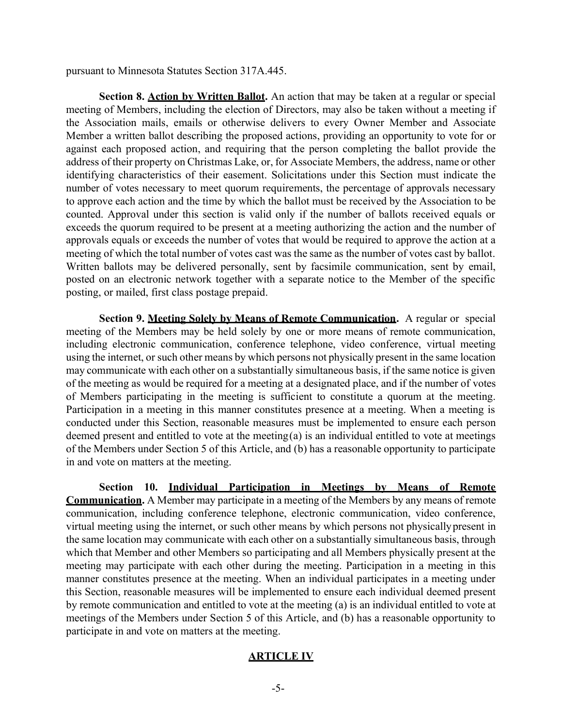pursuant to Minnesota Statutes Section 317A.445.

**Section 8. Action by Written Ballot.** An action that may be taken at a regular or special meeting of Members, including the election of Directors, may also be taken without a meeting if the Association mails, emails or otherwise delivers to every Owner Member and Associate Member a written ballot describing the proposed actions, providing an opportunity to vote for or against each proposed action, and requiring that the person completing the ballot provide the address of their property on Christmas Lake, or, for Associate Members, the address, name or other identifying characteristics of their easement. Solicitations under this Section must indicate the number of votes necessary to meet quorum requirements, the percentage of approvals necessary to approve each action and the time by which the ballot must be received by the Association to be counted. Approval under this section is valid only if the number of ballots received equals or exceeds the quorum required to be present at a meeting authorizing the action and the number of approvals equals or exceeds the number of votes that would be required to approve the action at a meeting of which the total number of votes cast was the same as the number of votes cast by ballot. Written ballots may be delivered personally, sent by facsimile communication, sent by email, posted on an electronic network together with a separate notice to the Member of the specific posting, or mailed, first class postage prepaid.

**Section 9. Meeting Solely by Means of Remote Communication.** A regular or special meeting of the Members may be held solely by one or more means of remote communication, including electronic communication, conference telephone, video conference, virtual meeting using the internet, or such other means by which persons not physically present in the same location may communicate with each other on a substantially simultaneous basis, if the same notice is given of the meeting as would be required for a meeting at a designated place, and if the number of votes of Members participating in the meeting is sufficient to constitute a quorum at the meeting. Participation in a meeting in this manner constitutes presence at a meeting. When a meeting is conducted under this Section, reasonable measures must be implemented to ensure each person deemed present and entitled to vote at the meeting (a) is an individual entitled to vote at meetings of the Members under Section 5 of this Article, and (b) has a reasonable opportunity to participate in and vote on matters at the meeting.

**Section 10. Individual Participation in Meetings by Means of Remote Communication.** A Member may participate in a meeting of the Members by any means of remote communication, including conference telephone, electronic communication, video conference, virtual meeting using the internet, or such other means by which persons not physically present in the same location may communicate with each other on a substantially simultaneous basis, through which that Member and other Members so participating and all Members physically present at the meeting may participate with each other during the meeting. Participation in a meeting in this manner constitutes presence at the meeting. When an individual participates in a meeting under this Section, reasonable measures will be implemented to ensure each individual deemed present by remote communication and entitled to vote at the meeting (a) is an individual entitled to vote at meetings of the Members under Section 5 of this Article, and (b) has a reasonable opportunity to participate in and vote on matters at the meeting.

## ARTICLE IV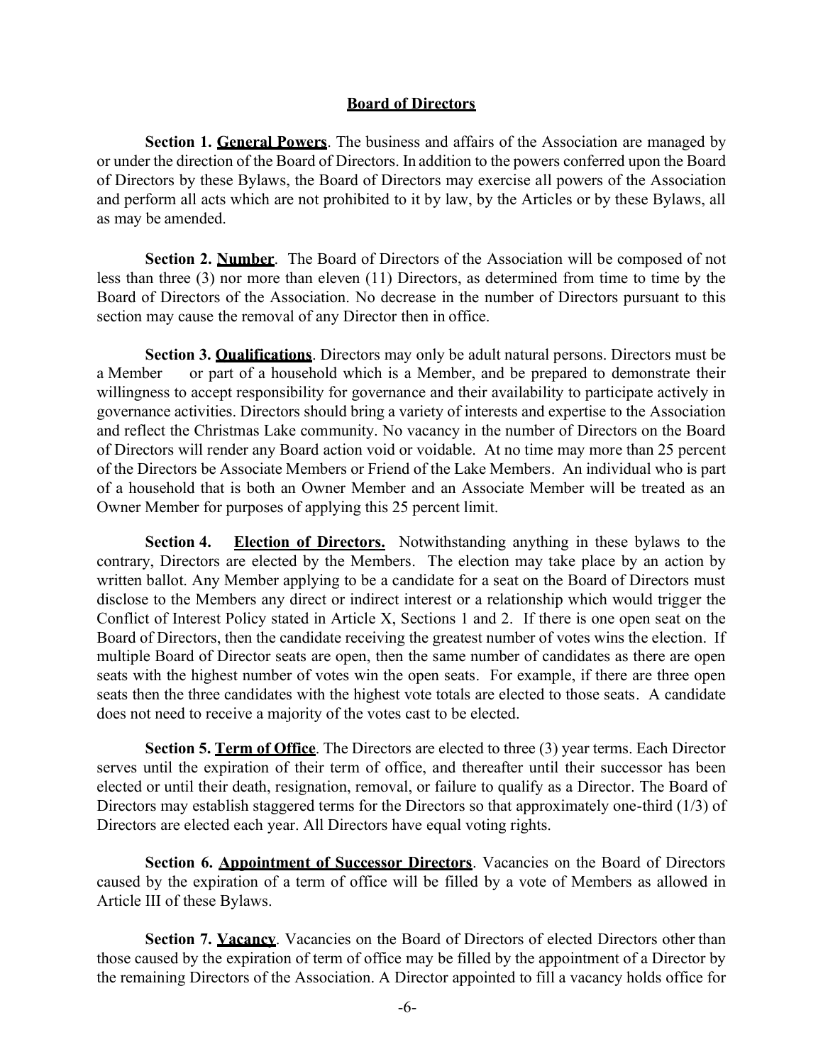## Board of Directors

**Section 1. General Powers**. The business and affairs of the Association are managed by or under the direction of the Board of Directors. In addition to the powers conferred upon the Board of Directors by these Bylaws, the Board of Directors may exercise all powers of the Association and perform all acts which are not prohibited to it by law, by the Articles or by these Bylaws, all as may be amended.

**Section 2. Number**. The Board of Directors of the Association will be composed of not less than three (3) nor more than eleven (11) Directors, as determined from time to time by the Board of Directors of the Association. No decrease in the number of Directors pursuant to this section may cause the removal of any Director then in office.

**Section 3. Qualifications**. Directors may only be adult natural persons. Directors must be a Member or part of a household which is a Member, and be prepared to demonstrate their willingness to accept responsibility for governance and their availability to participate actively in governance activities. Directors should bring a variety of interests and expertise to the Association and reflect the Christmas Lake community. No vacancy in the number of Directors on the Board of Directors will render any Board action void or voidable. At no time may more than 25 percent of the Directors be Associate Members or Friend of the Lake Members. An individual who is part of a household that is both an Owner Member and an Associate Member will be treated as an Owner Member for purposes of applying this 25 percent limit.

**Section 4. Election of Directors.** Notwithstanding anything in these bylaws to the contrary, Directors are elected by the Members. The election may take place by an action by written ballot. Any Member applying to be a candidate for a seat on the Board of Directors must disclose to the Members any direct or indirect interest or a relationship which would trigger the Conflict of Interest Policy stated in Article X, Sections 1 and 2. If there is one open seat on the Board of Directors, then the candidate receiving the greatest number of votes wins the election. If multiple Board of Director seats are open, then the same number of candidates as there are open seats with the highest number of votes win the open seats. For example, if there are three open seats then the three candidates with the highest vote totals are elected to those seats. A candidate does not need to receive a majority of the votes cast to be elected.

**Section 5. Term of Office**. The Directors are elected to three (3) year terms. Each Director serves until the expiration of their term of office, and thereafter until their successor has been elected or until their death, resignation, removal, or failure to qualify as a Director. The Board of Directors may establish staggered terms for the Directors so that approximately one-third (1/3) of Directors are elected each year. All Directors have equal voting rights.

**Section 6. Appointment of Successor Directors**. Vacancies on the Board of Directors caused by the expiration of a term of office will be filled by a vote of Members as allowed in Article III of these Bylaws.

**Section 7. Vacancy**. Vacancies on the Board of Directors of elected Directors other than those caused by the expiration of term of office may be filled by the appointment of a Director by the remaining Directors of the Association. A Director appointed to fill a vacancy holds office for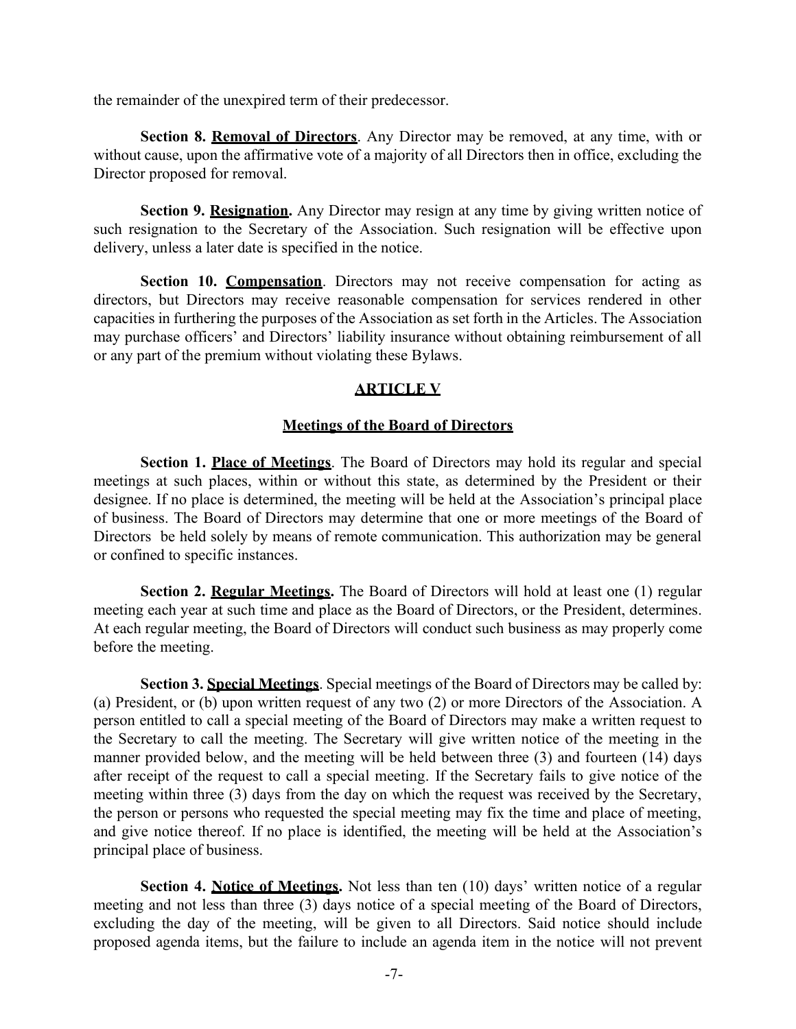the remainder of the unexpired term of their predecessor.

**Section 8. Removal of Directors**. Any Director may be removed, at any time, with or without cause, upon the affirmative vote of a majority of all Directors then in office, excluding the Director proposed for removal.

**Section 9. Resignation.** Any Director may resign at any time by giving written notice of such resignation to the Secretary of the Association. Such resignation will be effective upon delivery, unless a later date is specified in the notice.

**Section 10. Compensation**. Directors may not receive compensation for acting as directors, but Directors may receive reasonable compensation for services rendered in other capacities in furthering the purposes of the Association as set forth in the Articles. The Association may purchase officers' and Directors' liability insurance without obtaining reimbursement of all or any part of the premium without violating these Bylaws.

## ARTICLE V

### Meetings of the Board of Directors

**Section 1. Place of Meetings**. The Board of Directors may hold its regular and special meetings at such places, within or without this state, as determined by the President or their designee. If no place is determined, the meeting will be held at the Association's principal place of business. The Board of Directors may determine that one or more meetings of the Board of Directors be held solely by means of remote communication. This authorization may be general or confined to specific instances.

**Section 2. Regular Meetings.** The Board of Directors will hold at least one (1) regular meeting each year at such time and place as the Board of Directors, or the President, determines. At each regular meeting, the Board of Directors will conduct such business as may properly come before the meeting.

**Section 3. Special Meetings**. Special meetings of the Board of Directors may be called by: (a) President, or (b) upon written request of any two (2) or more Directors of the Association. A person entitled to call a special meeting of the Board of Directors may make a written request to the Secretary to call the meeting. The Secretary will give written notice of the meeting in the manner provided below, and the meeting will be held between three (3) and fourteen (14) days after receipt of the request to call a special meeting. If the Secretary fails to give notice of the meeting within three (3) days from the day on which the request was received by the Secretary, the person or persons who requested the special meeting may fix the time and place of meeting, and give notice thereof. If no place is identified, the meeting will be held at the Association's principal place of business.

**Section 4. Notice of Meetings.** Not less than ten (10) days' written notice of a regular meeting and not less than three (3) days notice of a special meeting of the Board of Directors, excluding the day of the meeting, will be given to all Directors. Said notice should include proposed agenda items, but the failure to include an agenda item in the notice will not prevent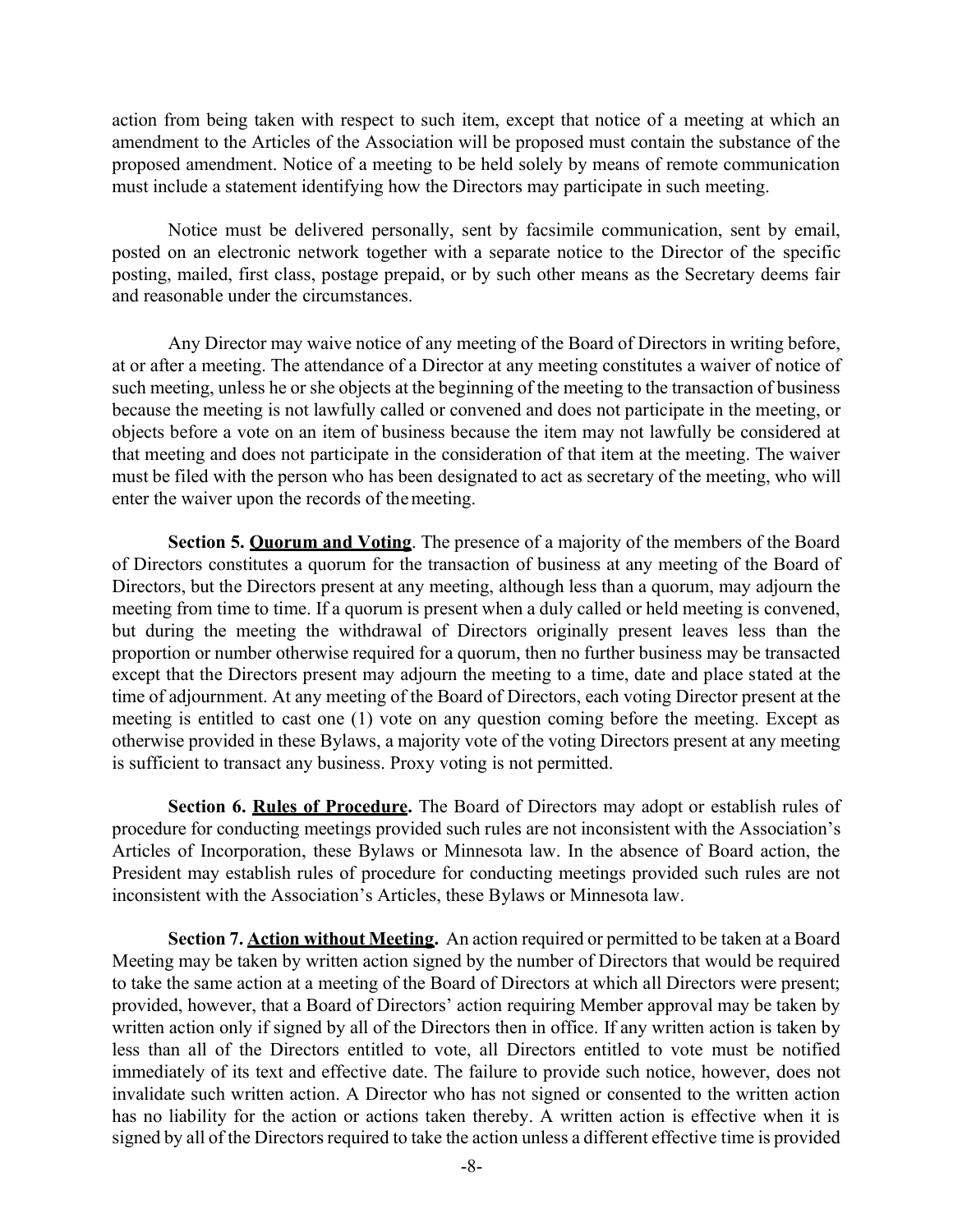action from being taken with respect to such item, except that notice of a meeting at which an amendment to the Articles of the Association will be proposed must contain the substance of the proposed amendment. Notice of a meeting to be held solely by means of remote communication must include a statement identifying how the Directors may participate in such meeting.

Notice must be delivered personally, sent by facsimile communication, sent by email, posted on an electronic network together with a separate notice to the Director of the specific posting, mailed, first class, postage prepaid, or by such other means as the Secretary deems fair and reasonable under the circumstances.

Any Director may waive notice of any meeting of the Board of Directors in writing before, at or after a meeting. The attendance of a Director at any meeting constitutes a waiver of notice of such meeting, unless he or she objects at the beginning of the meeting to the transaction of business because the meeting is not lawfully called or convened and does not participate in the meeting, or objects before a vote on an item of business because the item may not lawfully be considered at that meeting and does not participate in the consideration of that item at the meeting. The waiver must be filed with the person who has been designated to act as secretary of the meeting, who will enter the waiver upon the records of the meeting.

**Section 5. Quorum and Voting**. The presence of a majority of the members of the Board of Directors constitutes a quorum for the transaction of business at any meeting of the Board of Directors, but the Directors present at any meeting, although less than a quorum, may adjourn the meeting from time to time. If a quorum is present when a duly called or held meeting is convened, but during the meeting the withdrawal of Directors originally present leaves less than the proportion or number otherwise required for a quorum, then no further business may be transacted except that the Directors present may adjourn the meeting to a time, date and place stated at the time of adjournment. At any meeting of the Board of Directors, each voting Director present at the meeting is entitled to cast one (1) vote on any question coming before the meeting. Except as otherwise provided in these Bylaws, a majority vote of the voting Directors present at any meeting is sufficient to transact any business. Proxy voting is not permitted.

**Section 6. Rules of Procedure.** The Board of Directors may adopt or establish rules of procedure for conducting meetings provided such rules are not inconsistent with the Association's Articles of Incorporation, these Bylaws or Minnesota law. In the absence of Board action, the President may establish rules of procedure for conducting meetings provided such rules are not inconsistent with the Association's Articles, these Bylaws or Minnesota law.

**Section 7. Action without Meeting.** An action required or permitted to be taken at a Board Meeting may be taken by written action signed by the number of Directors that would be required to take the same action at a meeting of the Board of Directors at which all Directors were present; provided, however, that a Board of Directors' action requiring Member approval may be taken by written action only if signed by all of the Directors then in office. If any written action is taken by less than all of the Directors entitled to vote, all Directors entitled to vote must be notified immediately of its text and effective date. The failure to provide such notice, however, does not invalidate such written action. A Director who has not signed or consented to the written action has no liability for the action or actions taken thereby. A written action is effective when it is signed by all of the Directors required to take the action unless a different effective time is provided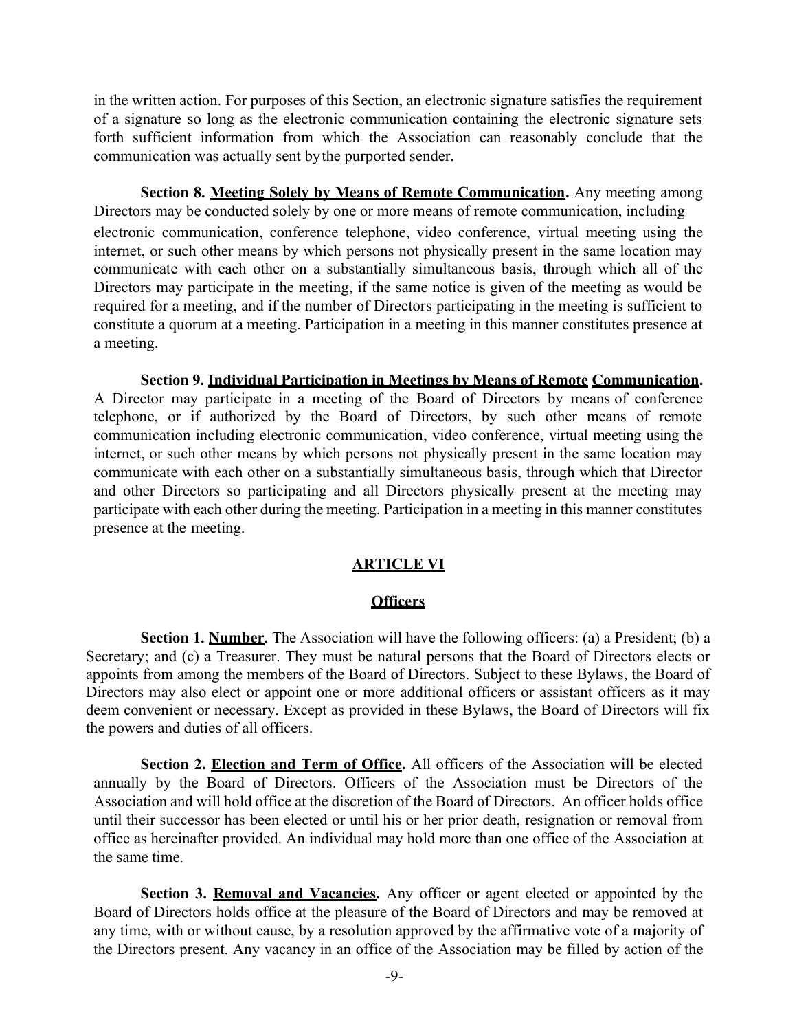in the written action. For purposes of this Section, an electronic signature satisfies the requirement of a signature so long as the electronic communication containing the electronic signature sets forth sufficient information from which the Association can reasonably conclude that the communication was actually sent by the purported sender.

**Section 8. Meeting Solely by Means of Remote Communication.** Any meeting among Directors may be conducted solely by one or more means of remote communication, including electronic communication, conference telephone, video conference, virtual meeting using the internet, or such other means by which persons not physically present in the same location may communicate with each other on a substantially simultaneous basis, through which all of the Directors may participate in the meeting, if the same notice is given of the meeting as would be required for a meeting, and if the number of Directors participating in the meeting is sufficient to constitute a quorum at a meeting. Participation in a meeting in this manner constitutes presence at a meeting.

**Section 9. Individual Participation in Meetings by Means of Remote Communication.** A Director may participate in a meeting of the Board of Directors by means of conference telephone, or if authorized by the Board of Directors, by such other means of remote communication including electronic communication, video conference, virtual meeting using the internet, or such other means by which persons not physically present in the same location may communicate with each other on a substantially simultaneous basis, through which that Director and other Directors so participating and all Directors physically present at the meeting may participate with each other during the meeting. Participation in a meeting in this manner constitutes presence at the meeting.

## ARTICLE VI

## Officers

**Section 1. Number.** The Association will have the following officers: (a) a President; (b) a Secretary; and (c) a Treasurer. They must be natural persons that the Board of Directors elects or appoints from among the members of the Board of Directors. Subject to these Bylaws, the Board of Directors may also elect or appoint one or more additional officers or assistant officers as it may deem convenient or necessary. Except as provided in these Bylaws, the Board of Directors will fix the powers and duties of all officers.

**Section 2. Election and Term of Office.** All officers of the Association will be elected annually by the Board of Directors. Officers of the Association must be Directors of the Association and will hold office at the discretion of the Board of Directors. An officer holds office until their successor has been elected or until his or her prior death, resignation or removal from office as hereinafter provided. An individual may hold more than one office of the Association at the same time.

**Section 3. Removal and Vacancies.** Any officer or agent elected or appointed by the Board of Directors holds office at the pleasure of the Board of Directors and may be removed at any time, with or without cause, by a resolution approved by the affirmative vote of a majority of the Directors present. Any vacancy in an office of the Association may be filled by action of the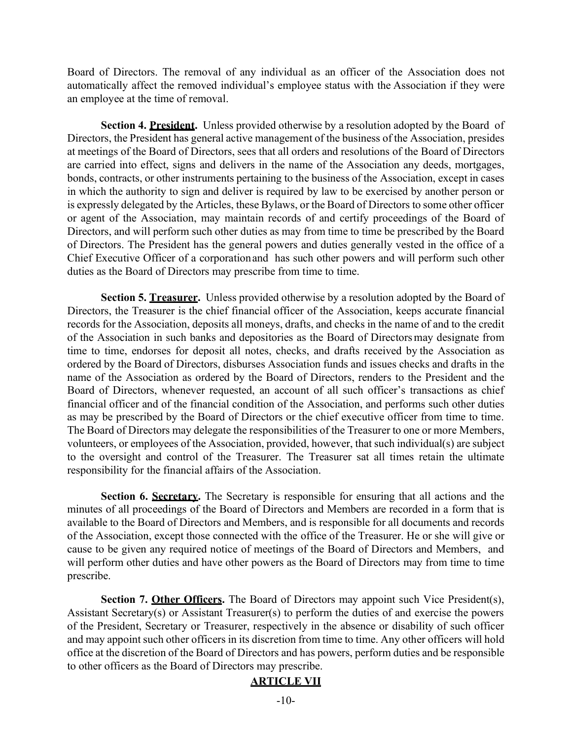Board of Directors. The removal of any individual as an officer of the Association does not automatically affect the removed individual's employee status with the Association if they were an employee at the time of removal.

**Section 4. President.** Unless provided otherwise by a resolution adopted by the Board of Directors, the President has general active management of the business of the Association, presides at meetings of the Board of Directors, sees that all orders and resolutions of the Board of Directors are carried into effect, signs and delivers in the name of the Association any deeds, mortgages, bonds, contracts, or other instruments pertaining to the business of the Association, except in cases in which the authority to sign and deliver is required by law to be exercised by another person or is expressly delegated by the Articles, these Bylaws, or the Board of Directors to some other officer or agent of the Association, may maintain records of and certify proceedings of the Board of Directors, and will perform such other duties as may from time to time be prescribed by the Board of Directors. The President has the general powers and duties generally vested in the office of a Chief Executive Officer of a corporation and has such other powers and will perform such other duties as the Board of Directors may prescribe from time to time.

**Section 5. Treasurer.** Unless provided otherwise by a resolution adopted by the Board of Directors, the Treasurer is the chief financial officer of the Association, keeps accurate financial records for the Association, deposits all moneys, drafts, and checks in the name of and to the credit of the Association in such banks and depositories as the Board of Directors may designate from time to time, endorses for deposit all notes, checks, and drafts received by the Association as ordered by the Board of Directors, disburses Association funds and issues checks and drafts in the name of the Association as ordered by the Board of Directors, renders to the President and the Board of Directors, whenever requested, an account of all such officer's transactions as chief financial officer and of the financial condition of the Association, and performs such other duties as may be prescribed by the Board of Directors or the chief executive officer from time to time. The Board of Directors may delegate the responsibilities of the Treasurer to one or more Members, volunteers, or employees of the Association, provided, however, that such individual(s) are subject to the oversight and control of the Treasurer. The Treasurer sat all times retain the ultimate responsibility for the financial affairs of the Association.

**Section 6. Secretary.** The Secretary is responsible for ensuring that all actions and the minutes of all proceedings of the Board of Directors and Members are recorded in a form that is available to the Board of Directors and Members, and is responsible for all documents and records of the Association, except those connected with the office of the Treasurer. He or she will give or cause to be given any required notice of meetings of the Board of Directors and Members, and will perform other duties and have other powers as the Board of Directors may from time to time prescribe.

**Section 7. Other Officers.** The Board of Directors may appoint such Vice President(s), Assistant Secretary(s) or Assistant Treasurer(s) to perform the duties of and exercise the powers of the President, Secretary or Treasurer, respectively in the absence or disability of such officer and may appoint such other officers in its discretion from time to time. Any other officers will hold office at the discretion of the Board of Directors and has powers, perform duties and be responsible to other officers as the Board of Directors may prescribe.

## ARTICLE VII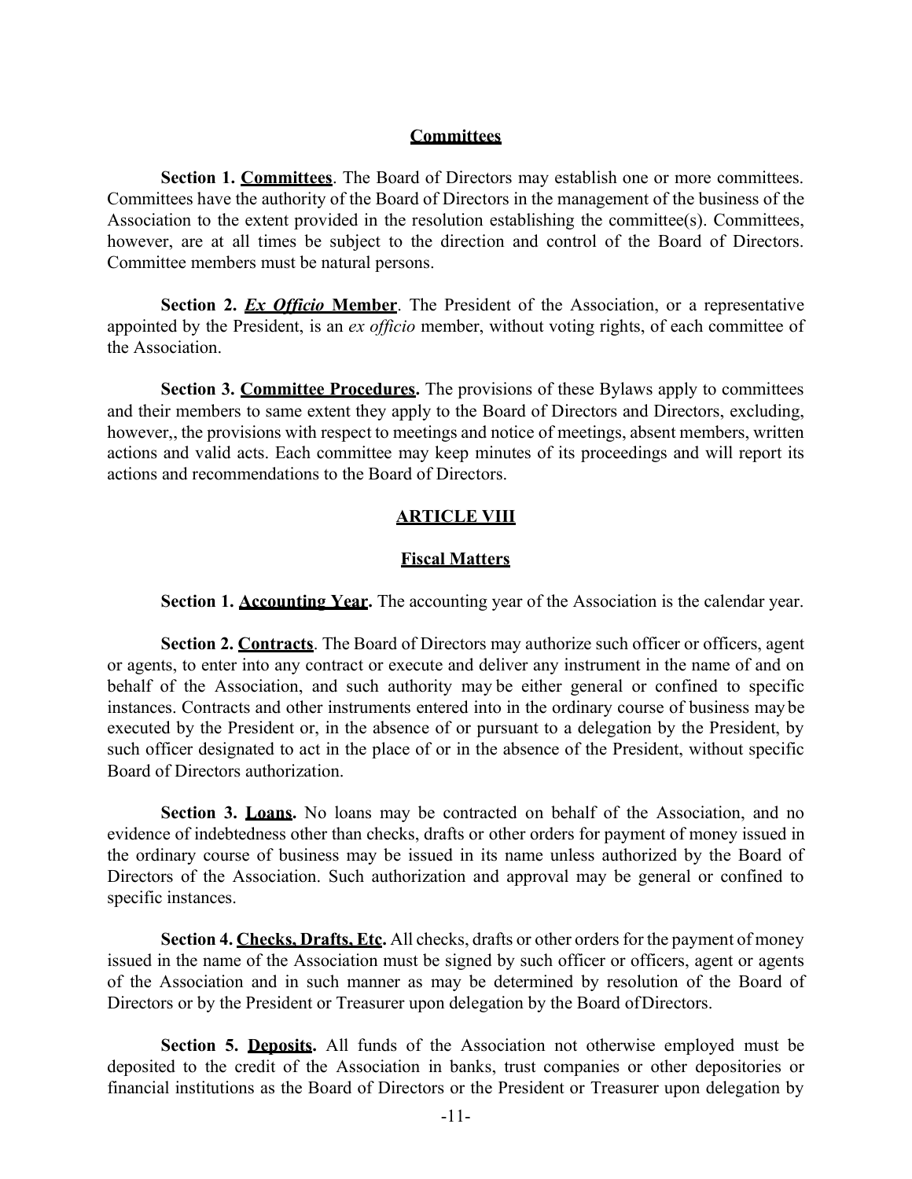## Committees

**Section 1. Committees**. The Board of Directors may establish one or more committees. Committees have the authority of the Board of Directors in the management of the business of the Association to the extent provided in the resolution establishing the committee(s). Committees, however, are at all times be subject to the direction and control of the Board of Directors. Committee members must be natural persons.

**Section 2. *Ex Officio* Member**. The President of the Association, or a representative appointed by the President, is an *ex officio* member, without voting rights, of each committee of the Association.

**Section 3. Committee Procedures.** The provisions of these Bylaws apply to committees and their members to same extent they apply to the Board of Directors and Directors, excluding, however,, the provisions with respect to meetings and notice of meetings, absent members, written actions and valid acts. Each committee may keep minutes of its proceedings and will report its actions and recommendations to the Board of Directors.

# ARTICLE VIII

## Fiscal Matters

**Section 1. Accounting Year.** The accounting year of the Association is the calendar year.

**Section 2. Contracts**. The Board of Directors may authorize such officer or officers, agent or agents, to enter into any contract or execute and deliver any instrument in the name of and on behalf of the Association, and such authority may be either general or confined to specific instances. Contracts and other instruments entered into in the ordinary course of business may be executed by the President or, in the absence of or pursuant to a delegation by the President, by such officer designated to act in the place of or in the absence of the President, without specific Board of Directors authorization.

**Section 3. Loans.** No loans may be contracted on behalf of the Association, and no evidence of indebtedness other than checks, drafts or other orders for payment of money issued in the ordinary course of business may be issued in its name unless authorized by the Board of Directors of the Association. Such authorization and approval may be general or confined to specific instances.

**Section 4. Checks, Drafts, Etc.** All checks, drafts or other orders for the payment of money issued in the name of the Association must be signed by such officer or officers, agent or agents of the Association and in such manner as may be determined by resolution of the Board of Directors or by the President or Treasurer upon delegation by the Board of Directors.

**Section 5. Deposits.** All funds of the Association not otherwise employed must be deposited to the credit of the Association in banks, trust companies or other depositories or financial institutions as the Board of Directors or the President or Treasurer upon delegation by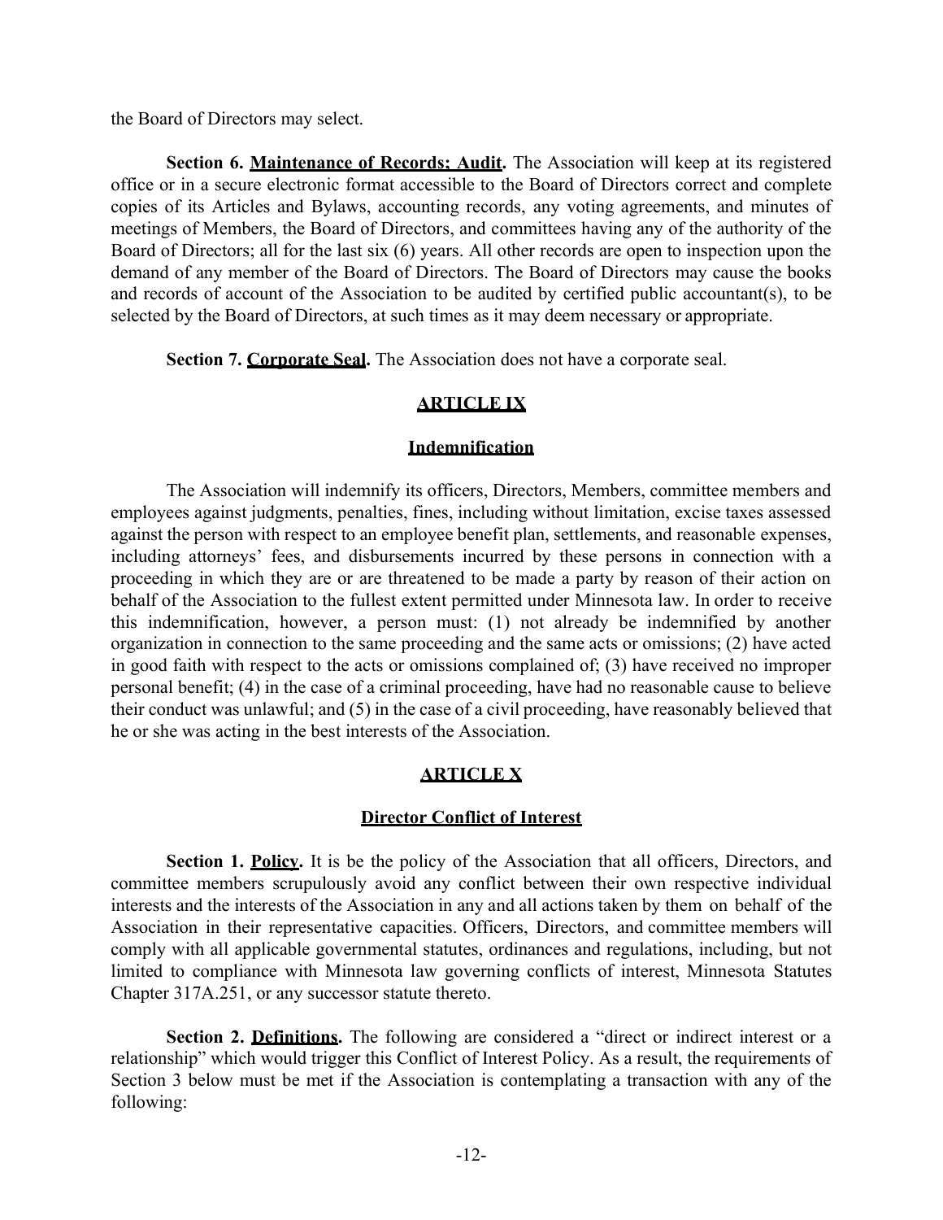the Board of Directors may select.

**Section 6. Maintenance of Records; Audit.** The Association will keep at its registered office or in a secure electronic format accessible to the Board of Directors correct and complete copies of its Articles and Bylaws, accounting records, any voting agreements, and minutes of meetings of Members, the Board of Directors, and committees having any of the authority of the Board of Directors; all for the last six (6) years. All other records are open to inspection upon the demand of any member of the Board of Directors. The Board of Directors may cause the books and records of account of the Association to be audited by certified public accountant(s), to be selected by the Board of Directors, at such times as it may deem necessary or appropriate.

**Section 7. Corporate Seal.** The Association does not have a corporate seal.

## ARTICLE IX

### Indemnification

The Association will indemnify its officers, Directors, Members, committee members and employees against judgments, penalties, fines, including without limitation, excise taxes assessed against the person with respect to an employee benefit plan, settlements, and reasonable expenses, including attorneys' fees, and disbursements incurred by these persons in connection with a proceeding in which they are or are threatened to be made a party by reason of their action on behalf of the Association to the fullest extent permitted under Minnesota law. In order to receive this indemnification, however, a person must: (1) not already be indemnified by another organization in connection to the same proceeding and the same acts or omissions; (2) have acted in good faith with respect to the acts or omissions complained of; (3) have received no improper personal benefit; (4) in the case of a criminal proceeding, have had no reasonable cause to believe their conduct was unlawful; and (5) in the case of a civil proceeding, have reasonably believed that he or she was acting in the best interests of the Association.

## ARTICLE X

### Director Conflict of Interest

**Section 1. Policy.** It is be the policy of the Association that all officers, Directors, and committee members scrupulously avoid any conflict between their own respective individual interests and the interests of the Association in any and all actions taken by them on behalf of the Association in their representative capacities. Officers, Directors, and committee members will comply with all applicable governmental statutes, ordinances and regulations, including, but not limited to compliance with Minnesota law governing conflicts of interest, Minnesota Statutes Chapter 317A.251, or any successor statute thereto.

**Section 2. Definitions.** The following are considered a "direct or indirect interest or a relationship" which would trigger this Conflict of Interest Policy. As a result, the requirements of Section 3 below must be met if the Association is contemplating a transaction with any of the following: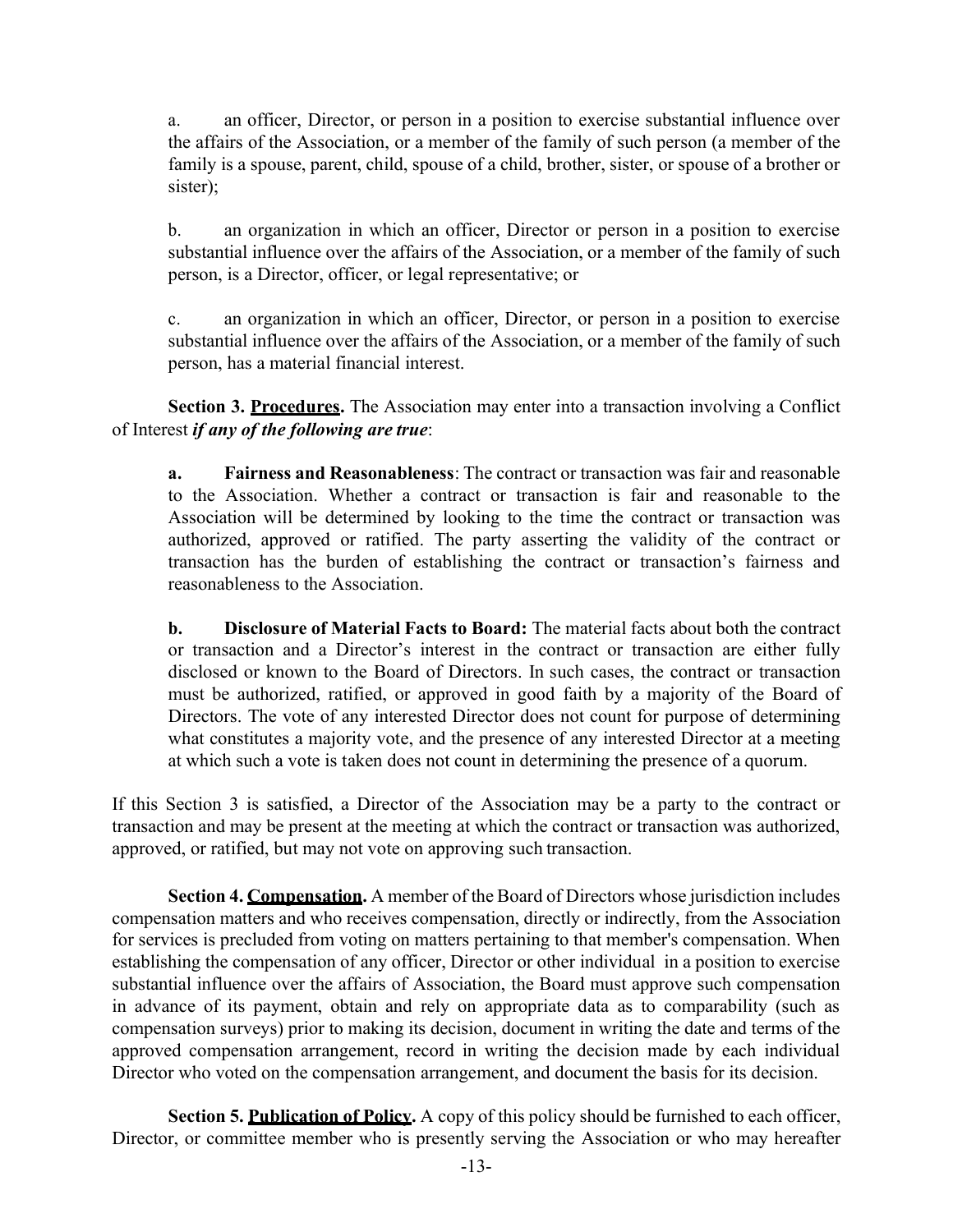a. an officer, Director, or person in a position to exercise substantial influence over the affairs of the Association, or a member of the family of such person (a member of the family is a spouse, parent, child, spouse of a child, brother, sister, or spouse of a brother or sister);

b. an organization in which an officer, Director or person in a position to exercise substantial influence over the affairs of the Association, or a member of the family of such person, is a Director, officer, or legal representative; or

c. an organization in which an officer, Director, or person in a position to exercise substantial influence over the affairs of the Association, or a member of the family of such person, has a material financial interest.

**Section 3. Procedures.** The Association may enter into a transaction involving a Conflict of Interest ***if any of the following are true***:

**a. Fairness and Reasonableness**: The contract or transaction was fair and reasonable to the Association. Whether a contract or transaction is fair and reasonable to the Association will be determined by looking to the time the contract or transaction was authorized, approved or ratified. The party asserting the validity of the contract or transaction has the burden of establishing the contract or transaction's fairness and reasonableness to the Association.

**b. Disclosure of Material Facts to Board:** The material facts about both the contract or transaction and a Director's interest in the contract or transaction are either fully disclosed or known to the Board of Directors. In such cases, the contract or transaction must be authorized, ratified, or approved in good faith by a majority of the Board of Directors. The vote of any interested Director does not count for purpose of determining what constitutes a majority vote, and the presence of any interested Director at a meeting at which such a vote is taken does not count in determining the presence of a quorum.

If this Section 3 is satisfied, a Director of the Association may be a party to the contract or transaction and may be present at the meeting at which the contract or transaction was authorized, approved, or ratified, but may not vote on approving such transaction.

**Section 4. Compensation.** A member of the Board of Directors whose jurisdiction includes compensation matters and who receives compensation, directly or indirectly, from the Association for services is precluded from voting on matters pertaining to that member's compensation. When establishing the compensation of any officer, Director or other individual in a position to exercise substantial influence over the affairs of Association, the Board must approve such compensation in advance of its payment, obtain and rely on appropriate data as to comparability (such as compensation surveys) prior to making its decision, document in writing the date and terms of the approved compensation arrangement, record in writing the decision made by each individual Director who voted on the compensation arrangement, and document the basis for its decision.

**Section 5. Publication of Policy.** A copy of this policy should be furnished to each officer, Director, or committee member who is presently serving the Association or who may hereafter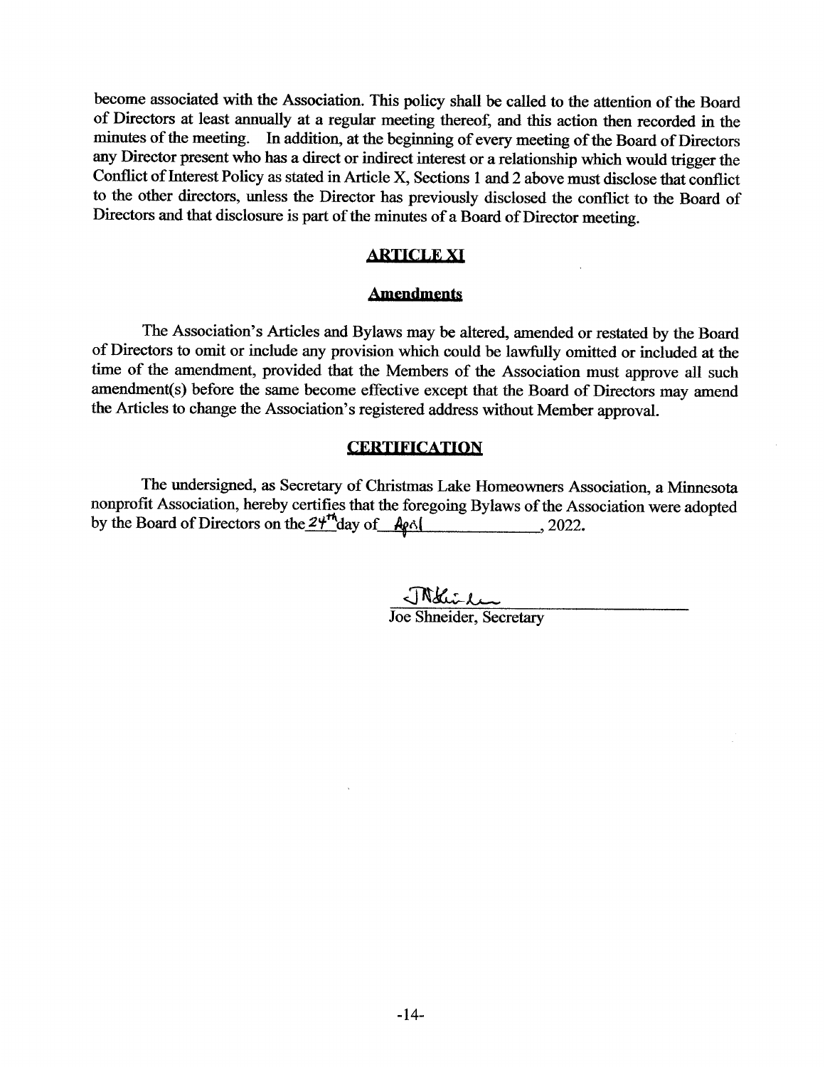become associated with the Association. This policy shall be called to the attention of the Board of Directors at least annually at a regular meeting thereof, and this action then recorded in the minutes of the meeting. In addition, at the beginning of every meeting of the Board of Directors any Director present who has a direct or indirect interest or a relationship which would trigger the Conflict of Interest Policy as stated in Article X, Sections 1 and 2 above must disclose that conflict to the other directors, unless the Director has previously disclosed the conflict to the Board of Directors and that disclosure is part of the minutes of a Board of Director meeting.

## ARTICLE XI

### Amendments

The Association's Articles and Bylaws may be altered, amended or restated by the Board of Directors to omit or include any provision which could be lawfully omitted or included at the time of the amendment, provided that the Members of the Association must approve all such amendment(s) before the same become effective except that the Board of Directors may amend the Articles to change the Association's registered address without Member approval.

## CERTIFICATION

The undersigned, as Secretary of Christmas Lake Homeowners Association, a Minnesota nonprofit Association, hereby certifies that the foregoing Bylaws of the Association were adopted by the Board of Directors on the 24th day of April, 2022.

Joe Shneider, Secretary